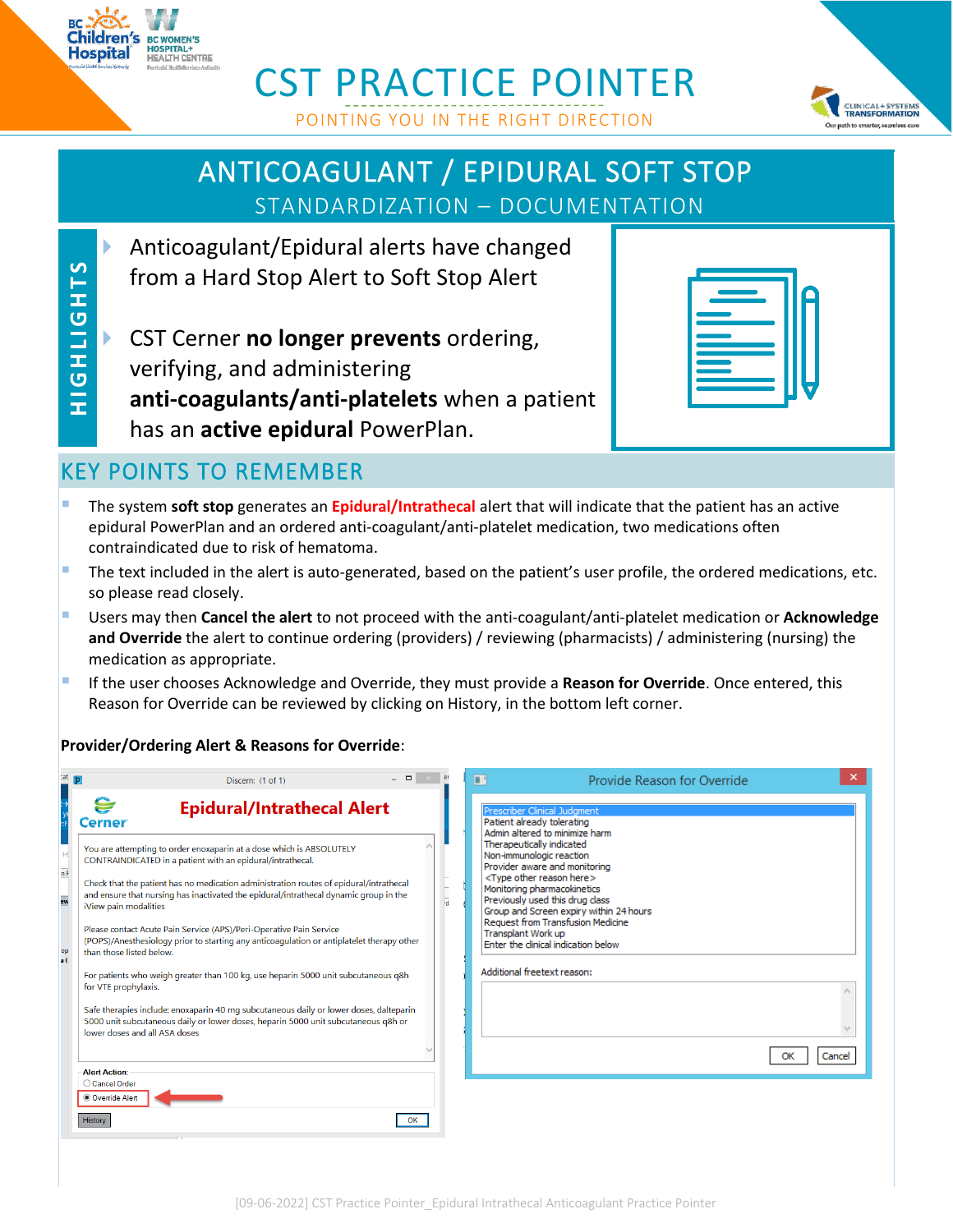# CST PRACTICE POINTER

POINTING YOU IN THE RIGHT DIRECTION

## ANTICOAGULANT / EPIDURAL SOFT STOP

STANDARDIZATION – DOCUMENTATION

**HIGHLIGHTS**

- Anticoagulant/Epidural alerts have changed from a Hard Stop Alert to Soft Stop Alert
- CST Cerner **no longer prevents** ordering, verifying, and administering **anti-coagulants/anti-platelets** when a patient has an **active epidural** PowerPlan.

## KEY POINTS TO REMEMBER

- The system **soft stop** generates an **Epidural/Intrathecal** alert that will indicate that the patient has an active epidural PowerPlan and an ordered anti-coagulant/anti-platelet medication, two medications often contraindicated due to risk of hematoma.
- The text included in the alert is auto-generated, based on the patient's user profile, the ordered medications, etc. so please read closely.
- Users may then **Cancel the alert** to not proceed with the anti-coagulant/anti-platelet medication or **Acknowledge and Override** the alert to continue ordering (providers) / reviewing (pharmacists) / administering (nursing) the medication as appropriate.
- If the user chooses Acknowledge and Override, they must provide a **Reason for Override**. Once entered, this Reason for Override can be reviewed by clicking on History, in the bottom left corner.

**Provider/Ordering Alert & Reasons for Override**:

Discern: (1 of 1)

**Epidural/Intrathecal Alert**

You are attempting to order enoxaparin at a dose which is ABSOLUTELY CONTRAINDICATED in a patient with an epidural/intrathecal.

Check that the patient has no medication administration routes of epidural/intrathecal and ensure that nursing has inactivated the epidural/intrathecal dynamic group in the iView pain modalities

Please contact Acute Pain Service (APS)/Peri-Operative Pain Service (POPS)/Anesthesiology prior to starting any anticoagulation or antiplatelet therapy other than those listed below.

For patients who weigh greater than 100 kg, use heparin 5000 unit subcutaneous q8h for VTE prophylaxis.

Safe therapies include: enoxaparin 40 mg subcutaneous daily or lower doses, dalteparin 5000 unit subcutaneous daily or lower doses, heparin 5000 unit subcutaneous q8h or lower doses and all ASA doses

Alert Action:
- Cancel Order
- Override Alert

History | OK

Provide Reason for Override

- Prescriber Clinical Judgment
- Patient already tolerating
- Admin altered to minimize harm
- Therapeutically indicated
- Non-immunologic reaction
- Provider aware and monitoring
- <Type other reason here>
- Monitoring pharmacokinetics
- Previously used this drug class
- Group and Screen expiry within 24 hours
- Request from Transfusion Medicine
- Transplant Work up
- Enter the clinical indication below

Additional freetext reason:

OK | Cancel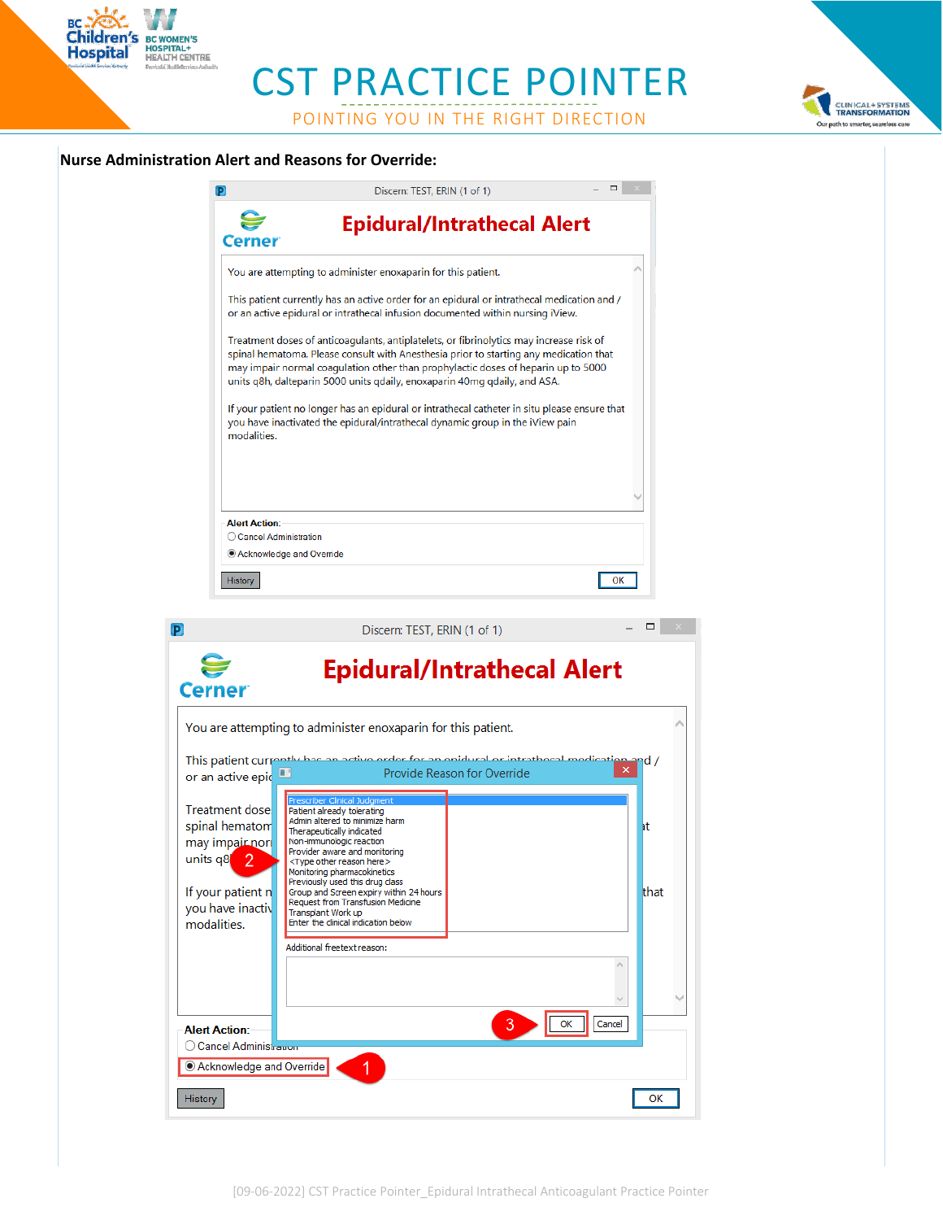**Nurse Administration Alert and Reasons for Override:**

Discern: TEST, ERIN (1 of 1)

Cerner

## Epidural/Intrathecal Alert

You are attempting to administer enoxaparin for this patient.

This patient currently has an active order for an epidural or intrathecal medication and / or an active epidural or intrathecal infusion documented within nursing iView.

Treatment doses of anticoagulants, antiplatelets, or fibrinolytics may increase risk of spinal hematoma. Please consult with Anesthesia prior to starting any medication that may impair normal coagulation other than prophylactic doses of heparin up to 5000 units q8h, dalteparin 5000 units qdaily, enoxaparin 40mg qdaily, and ASA.

If your patient no longer has an epidural or intrathecal catheter in situ please ensure that you have inactivated the epidural/intrathecal dynamic group in the iView pain modalities.

Alert Action:

- Cancel Administration
- Acknowledge and Override

History | OK

Discern: TEST, ERIN (1 of 1)

Cerner

## Epidural/Intrathecal Alert

You are attempting to administer enoxaparin for this patient.

Provide Reason for Override

- Prescriber Clinical Judgment
- Patient already tolerating
- Admin altered to minimize harm
- Therapeutically indicated
- Non-immunologic reaction
- Provider aware and monitoring
- <Type other reason here>
- Monitoring pharmacokinetics
- Previously used this drug class
- Group and Screen expiry within 24 hours
- Request from Transfusion Medicine
- Transplant Work up
- Enter the clinical indication below

Additional freetext reason:

OK | Cancel

Alert Action:

- Cancel Administration
- Acknowledge and Override

History | OK

1. Acknowledge and Override
2. Provide Reason for Override
3. OK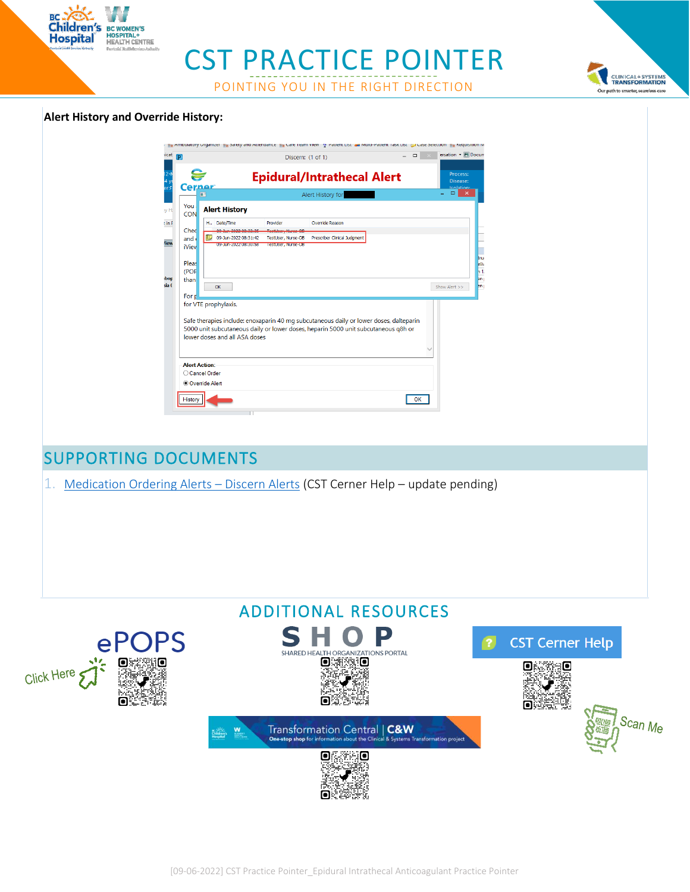**Alert History and Override History:**

Epidural/Intrathecal Alert

Alert History

| H.. | Date/Time | Provider | Override Reason |
|---|---|---|---|
| | 09-Jun-2022 08:31:42 | TestUser, Nurse-OB | Prescriber Clinical Judgment |
| | 09-Jun-2022 08:30:58 | TestUser, Nurse-OB | |

for VTE prophylaxis.

Safe therapies include: enoxaparin 40 mg subcutaneous daily or lower doses, dalteparin 5000 unit subcutaneous daily or lower doses, heparin 5000 unit subcutaneous q8h or lower doses and all ASA doses

Alert Action:
- Cancel Order
- Override Alert

History

## SUPPORTING DOCUMENTS

1. Medication Ordering Alerts – Discern Alerts (CST Cerner Help – update pending)

## ADDITIONAL RESOURCES

ePOPS

Click Here

SHOP – SHARED HEALTH ORGANIZATIONS PORTAL

CST Cerner Help

Scan Me

Transformation Central | C&W – One-stop shop for information about the Clinical & Systems Transformation project